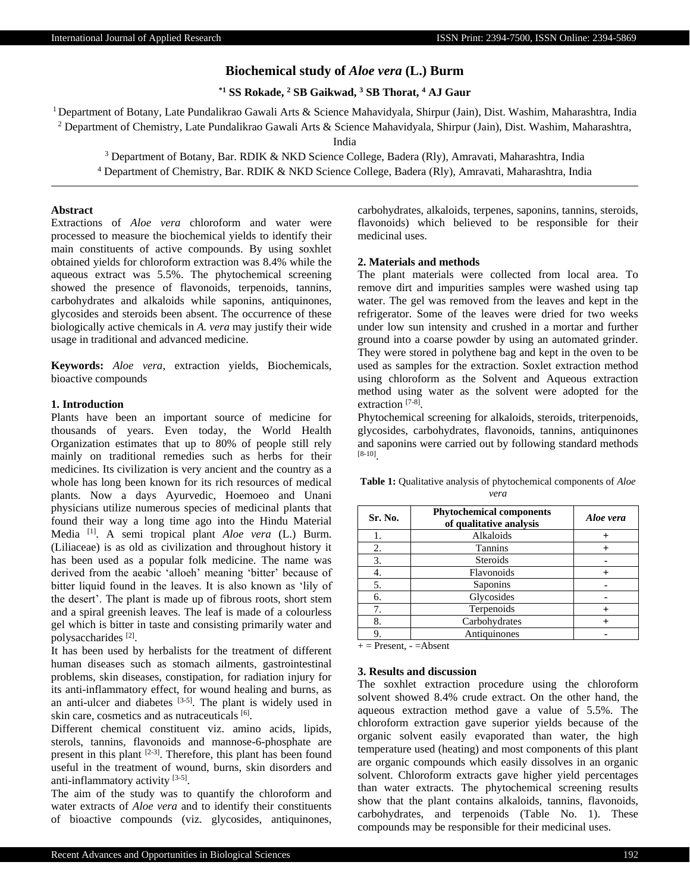# Biochemical study of *Aloe vera* (L.) Burm

**[*1] SS Rokade, [2] SB Gaikwad, [3] SB Thorat, [4] AJ Gaur**

[1] Department of Botany, Late Pundalikrao Gawali Arts & Science Mahavidyala, Shirpur (Jain), Dist. Washim, Maharashtra, India

[2] Department of Chemistry, Late Pundalikrao Gawali Arts & Science Mahavidyala, Shirpur (Jain), Dist. Washim, Maharashtra, India

[3] Department of Botany, Bar. RDIK & NKD Science College, Badera (Rly), Amravati, Maharashtra, India

[4] Department of Chemistry, Bar. RDIK & NKD Science College, Badera (Rly), Amravati, Maharashtra, India

---

## Abstract

Extractions of *Aloe vera* chloroform and water were processed to measure the biochemical yields to identify their main constituents of active compounds. By using soxhlet obtained yields for chloroform extraction was 8.4% while the aqueous extract was 5.5%. The phytochemical screening showed the presence of flavonoids, terpenoids, tannins, carbohydrates and alkaloids while saponins, antiquinones, glycosides and steroids been absent. The occurrence of these biologically active chemicals in *A. vera* may justify their wide usage in traditional and advanced medicine.

**Keywords:** *Aloe vera*, extraction yields, Biochemicals, bioactive compounds

## 1. Introduction

Plants have been an important source of medicine for thousands of years. Even today, the World Health Organization estimates that up to 80% of people still rely mainly on traditional remedies such as herbs for their medicines. Its civilization is very ancient and the country as a whole has long been known for its rich resources of medical plants. Now a days Ayurvedic, Hoemoeo and Unani physicians utilize numerous species of medicinal plants that found their way a long time ago into the Hindu Material Media [1]. A semi tropical plant *Aloe vera* (L.) Burm. (Liliaceae) is as old as civilization and throughout history it has been used as a popular folk medicine. The name was derived from the aeabic 'alloeh' meaning 'bitter' because of bitter liquid found in the leaves. It is also known as 'lily of the desert'. The plant is made up of fibrous roots, short stem and a spiral greenish leaves. The leaf is made of a colourless gel which is bitter in taste and consisting primarily water and polysaccharides [2].

It has been used by herbalists for the treatment of different human diseases such as stomach ailments, gastrointestinal problems, skin diseases, constipation, for radiation injury for its anti-inflammatory effect, for wound healing and burns, as an anti-ulcer and diabetes [3-5]. The plant is widely used in skin care, cosmetics and as nutraceuticals [6].

Different chemical constituent viz. amino acids, lipids, sterols, tannins, flavonoids and mannose-6-phosphate are present in this plant [2-3]. Therefore, this plant has been found useful in the treatment of wound, burns, skin disorders and anti-inflammatory activity [3-5].

The aim of the study was to quantify the chloroform and water extracts of *Aloe vera* and to identify their constituents of bioactive compounds (viz. glycosides, antiquinones, carbohydrates, alkaloids, terpenes, saponins, tannins, steroids, flavonoids) which believed to be responsible for their medicinal uses.

## 2. Materials and methods

The plant materials were collected from local area. To remove dirt and impurities samples were washed using tap water. The gel was removed from the leaves and kept in the refrigerator. Some of the leaves were dried for two weeks under low sun intensity and crushed in a mortar and further ground into a coarse powder by using an automated grinder. They were stored in polythene bag and kept in the oven to be used as samples for the extraction. Soxlet extraction method using chloroform as the Solvent and Aqueous extraction method using water as the solvent were adopted for the extraction [7-8].

Phytochemical screening for alkaloids, steroids, triterpenoids, glycosides, carbohydrates, flavonoids, tannins, antiquinones and saponins were carried out by following standard methods [8-10].

**Table 1:** Qualitative analysis of phytochemical components of *Aloe vera*

| Sr. No. | Phytochemical components of qualitative analysis | *Aloe vera* |
|---|---|---|
| 1. | Alkaloids | + |
| 2. | Tannins | + |
| 3. | Steroids | - |
| 4. | Flavonoids | + |
| 5. | Saponins | - |
| 6. | Glycosides | - |
| 7. | Terpenoids | + |
| 8. | Carbohydrates | + |
| 9. | Antiquinones | - |

+ = Present, - =Absent

## 3. Results and discussion

The soxhlet extraction procedure using the chloroform solvent showed 8.4% crude extract. On the other hand, the aqueous extraction method gave a value of 5.5%. The chloroform extraction gave superior yields because of the organic solvent easily evaporated than water, the high temperature used (heating) and most components of this plant are organic compounds which easily dissolves in an organic solvent. Chloroform extracts gave higher yield percentages than water extracts. The phytochemical screening results show that the plant contains alkaloids, tannins, flavonoids, carbohydrates, and terpenoids (Table No. 1). These compounds may be responsible for their medicinal uses.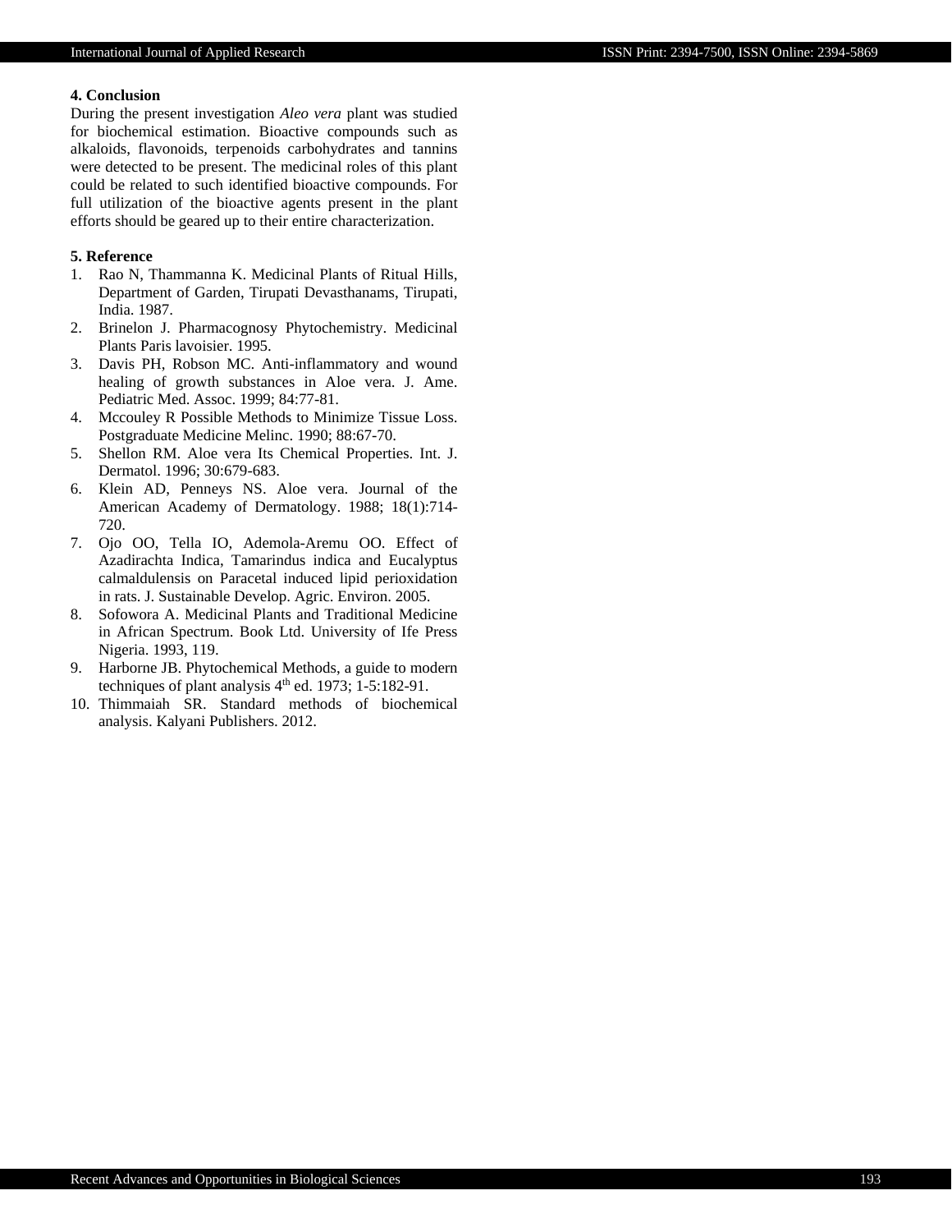## 4. Conclusion

During the present investigation *Aleo vera* plant was studied for biochemical estimation. Bioactive compounds such as alkaloids, flavonoids, terpenoids carbohydrates and tannins were detected to be present. The medicinal roles of this plant could be related to such identified bioactive compounds. For full utilization of the bioactive agents present in the plant efforts should be geared up to their entire characterization.

## 5. Reference

1. Rao N, Thammanna K. Medicinal Plants of Ritual Hills, Department of Garden, Tirupati Devasthanams, Tirupati, India. 1987.
2. Brinelon J. Pharmacognosy Phytochemistry. Medicinal Plants Paris lavoisier. 1995.
3. Davis PH, Robson MC. Anti-inflammatory and wound healing of growth substances in Aloe vera. J. Ame. Pediatric Med. Assoc. 1999; 84:77-81.
4. Mccouley R Possible Methods to Minimize Tissue Loss. Postgraduate Medicine Melinc. 1990; 88:67-70.
5. Shellon RM. Aloe vera Its Chemical Properties. Int. J. Dermatol. 1996; 30:679-683.
6. Klein AD, Penneys NS. Aloe vera. Journal of the American Academy of Dermatology. 1988; 18(1):714-720.
7. Ojo OO, Tella IO, Ademola-Aremu OO. Effect of Azadirachta Indica, Tamarindus indica and Eucalyptus calmaldulensis on Paracetal induced lipid perioxidation in rats. J. Sustainable Develop. Agric. Environ. 2005.
8. Sofowora A. Medicinal Plants and Traditional Medicine in African Spectrum. Book Ltd. University of Ife Press Nigeria. 1993, 119.
9. Harborne JB. Phytochemical Methods, a guide to modern techniques of plant analysis 4th ed. 1973; 1-5:182-91.
10. Thimmaiah SR. Standard methods of biochemical analysis. Kalyani Publishers. 2012.